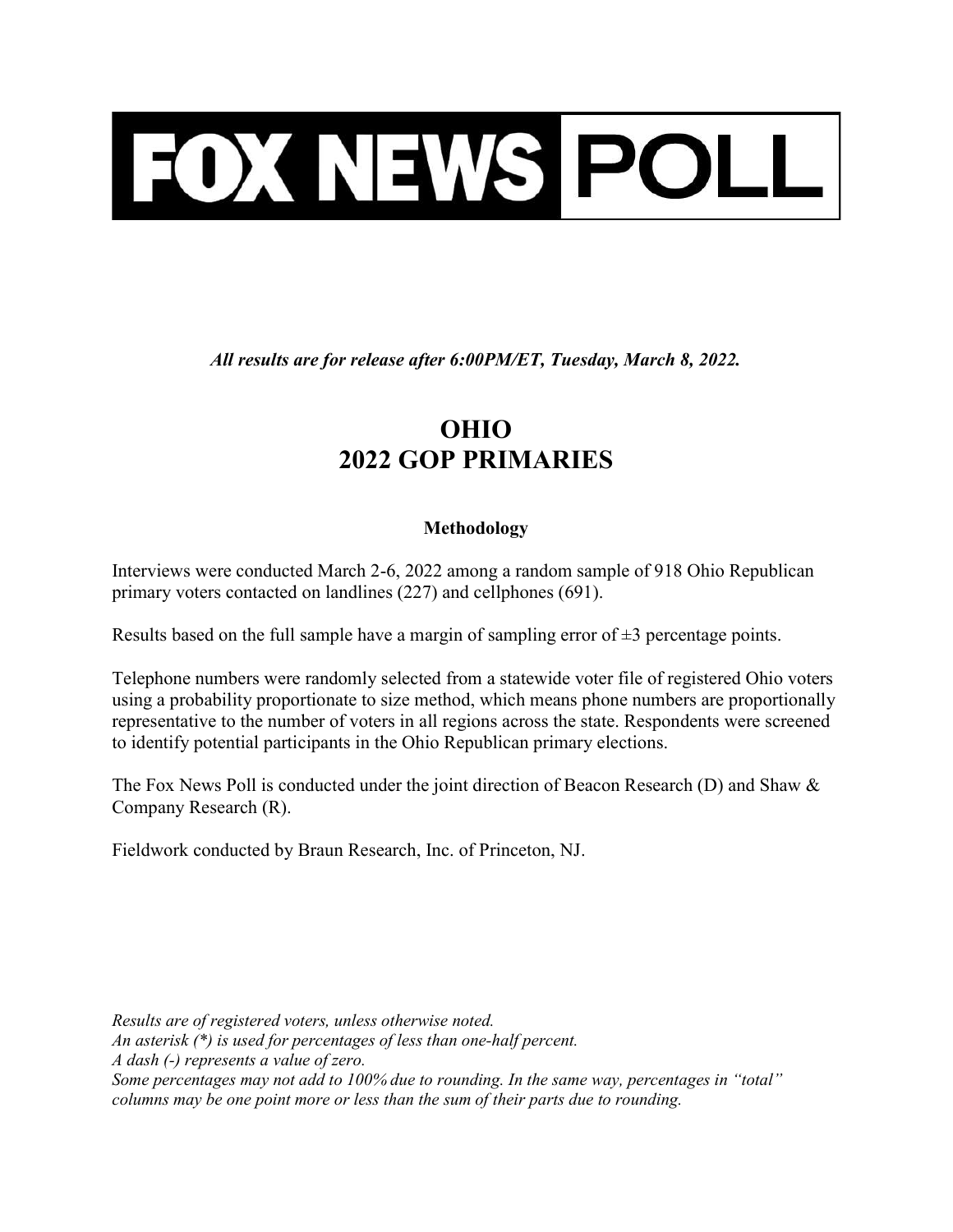# FOX NEWS POLL

***All results are for release after 6:00PM/ET, Tuesday, March 8, 2022.***

# OHIO
# 2022 GOP PRIMARIES

### Methodology

Interviews were conducted March 2-6, 2022 among a random sample of 918 Ohio Republican primary voters contacted on landlines (227) and cellphones (691).

Results based on the full sample have a margin of sampling error of ±3 percentage points.

Telephone numbers were randomly selected from a statewide voter file of registered Ohio voters using a probability proportionate to size method, which means phone numbers are proportionally representative to the number of voters in all regions across the state. Respondents were screened to identify potential participants in the Ohio Republican primary elections.

The Fox News Poll is conducted under the joint direction of Beacon Research (D) and Shaw & Company Research (R).

Fieldwork conducted by Braun Research, Inc. of Princeton, NJ.

*Results are of registered voters, unless otherwise noted.*
*An asterisk (*) is used for percentages of less than one-half percent.*
*A dash (-) represents a value of zero.*
*Some percentages may not add to 100% due to rounding. In the same way, percentages in "total" columns may be one point more or less than the sum of their parts due to rounding.*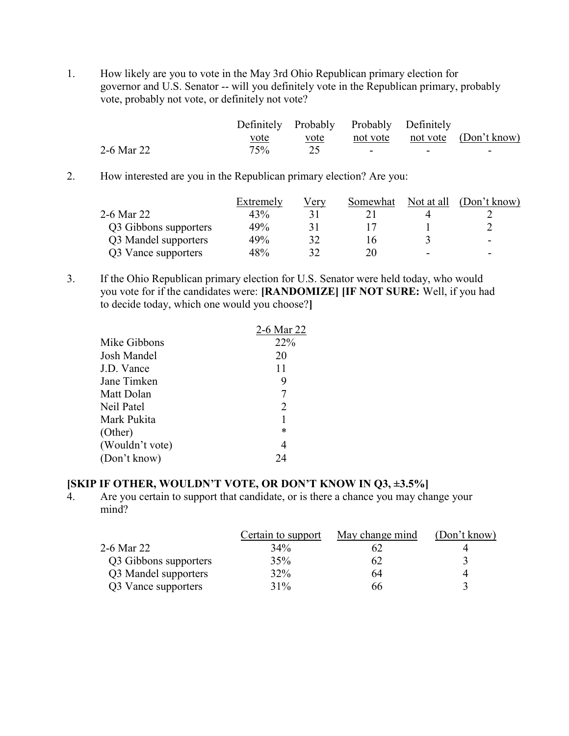1. How likely are you to vote in the May 3rd Ohio Republican primary election for governor and U.S. Senator -- will you definitely vote in the Republican primary, probably vote, probably not vote, or definitely not vote?

| | Definitely vote | Probably vote | Probably not vote | Definitely not vote | (Don't know) |
|---|---|---|---|---|---|
| 2-6 Mar 22 | 75% | 25 | - | - | - |

2. How interested are you in the Republican primary election? Are you:

| | Extremely | Very | Somewhat | Not at all | (Don't know) |
|---|---|---|---|---|---|
| 2-6 Mar 22 | 43% | 31 | 21 | 4 | 2 |
| Q3 Gibbons supporters | 49% | 31 | 17 | 1 | 2 |
| Q3 Mandel supporters | 49% | 32 | 16 | 3 | - |
| Q3 Vance supporters | 48% | 32 | 20 | - | - |

3. If the Ohio Republican primary election for U.S. Senator were held today, who would you vote for if the candidates were: **[RANDOMIZE] [IF NOT SURE:** Well, if you had to decide today, which one would you choose?**]**

| | 2-6 Mar 22 |
|---|---|
| Mike Gibbons | 22% |
| Josh Mandel | 20 |
| J.D. Vance | 11 |
| Jane Timken | 9 |
| Matt Dolan | 7 |
| Neil Patel | 2 |
| Mark Pukita | 1 |
| (Other) | * |
| (Wouldn't vote) | 4 |
| (Don't know) | 24 |

**[SKIP IF OTHER, WOULDN'T VOTE, OR DON'T KNOW IN Q3, ±3.5%]**

4. Are you certain to support that candidate, or is there a chance you may change your mind?

| | Certain to support | May change mind | (Don't know) |
|---|---|---|---|
| 2-6 Mar 22 | 34% | 62 | 4 |
| Q3 Gibbons supporters | 35% | 62 | 3 |
| Q3 Mandel supporters | 32% | 64 | 4 |
| Q3 Vance supporters | 31% | 66 | 3 |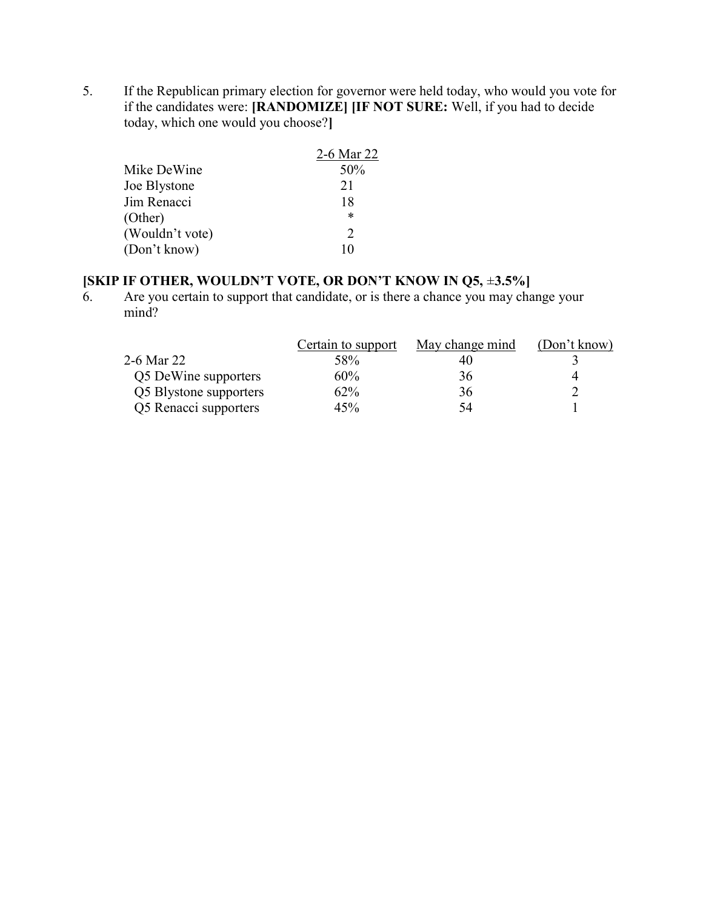5. If the Republican primary election for governor were held today, who would you vote for if the candidates were: **[RANDOMIZE] [IF NOT SURE:** Well, if you had to decide today, which one would you choose?**]**

| | 2-6 Mar 22 |
|---|---|
| Mike DeWine | 50% |
| Joe Blystone | 21 |
| Jim Renacci | 18 |
| (Other) | * |
| (Wouldn't vote) | 2 |
| (Don't know) | 10 |

**[SKIP IF OTHER, WOULDN'T VOTE, OR DON'T KNOW IN Q5, ±3.5%]**

6. Are you certain to support that candidate, or is there a chance you may change your mind?

| | Certain to support | May change mind | (Don't know) |
|---|---|---|---|
| 2-6 Mar 22 | 58% | 40 | 3 |
| Q5 DeWine supporters | 60% | 36 | 4 |
| Q5 Blystone supporters | 62% | 36 | 2 |
| Q5 Renacci supporters | 45% | 54 | 1 |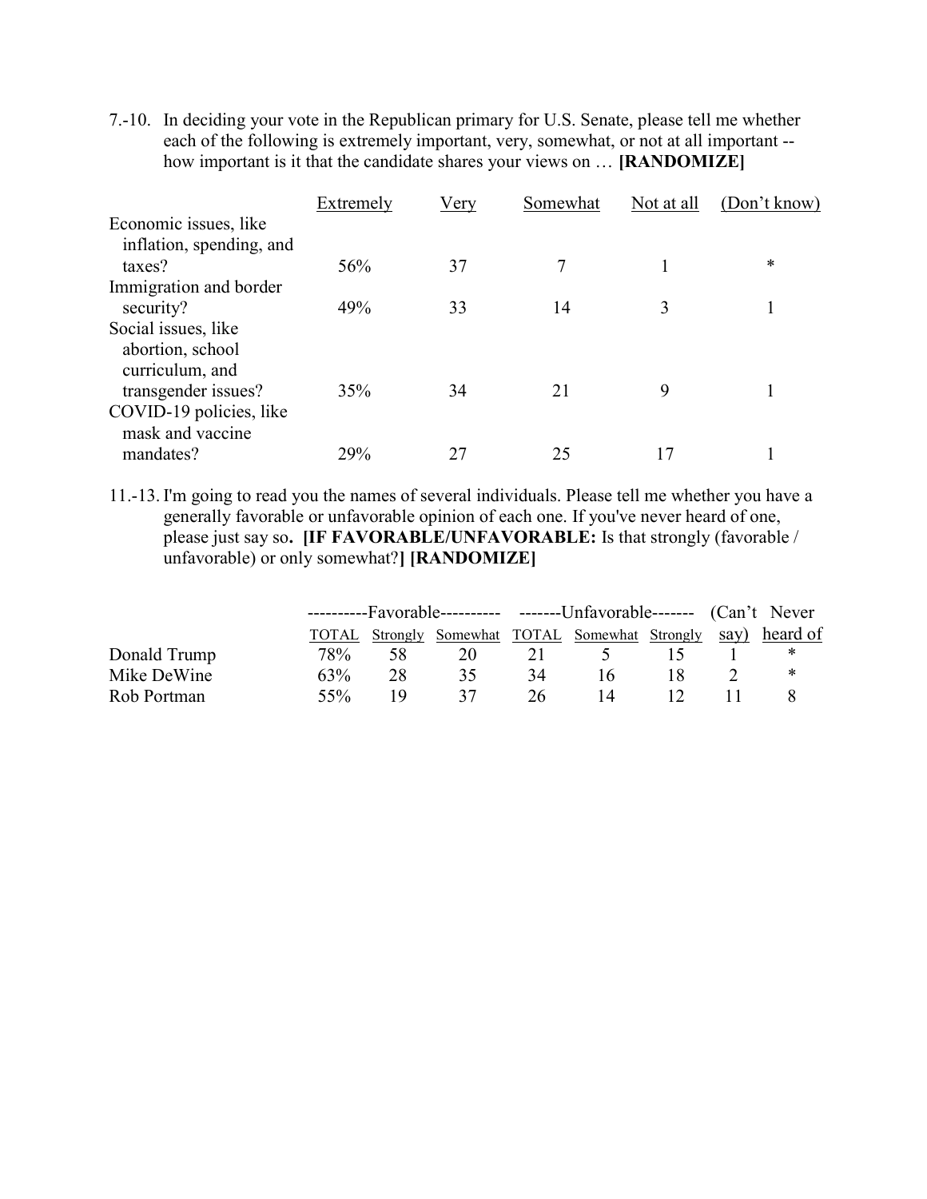7.-10. In deciding your vote in the Republican primary for U.S. Senate, please tell me whether each of the following is extremely important, very, somewhat, or not at all important -- how important is it that the candidate shares your views on … **[RANDOMIZE]**

| | Extremely | Very | Somewhat | Not at all | (Don't know) |
|---|---|---|---|---|---|
| Economic issues, like inflation, spending, and taxes? | 56% | 37 | 7 | 1 | * |
| Immigration and border security? | 49% | 33 | 14 | 3 | 1 |
| Social issues, like abortion, school curriculum, and transgender issues? | 35% | 34 | 21 | 9 | 1 |
| COVID-19 policies, like mask and vaccine mandates? | 29% | 27 | 25 | 17 | 1 |

11.-13. I'm going to read you the names of several individuals. Please tell me whether you have a generally favorable or unfavorable opinion of each one. If you've never heard of one, please just say so**. [IF FAVORABLE/UNFAVORABLE:** Is that strongly (favorable / unfavorable) or only somewhat?**] [RANDOMIZE]**

| | ----------Favorable---------- | | | -------Unfavorable------- | | | (Can't | Never |
|---|---|---|---|---|---|---|---|---|
| | TOTAL | Strongly | Somewhat | TOTAL | Somewhat | Strongly | say) | heard of |
| Donald Trump | 78% | 58 | 20 | 21 | 5 | 15 | 1 | * |
| Mike DeWine | 63% | 28 | 35 | 34 | 16 | 18 | 2 | * |
| Rob Portman | 55% | 19 | 37 | 26 | 14 | 12 | 11 | 8 |